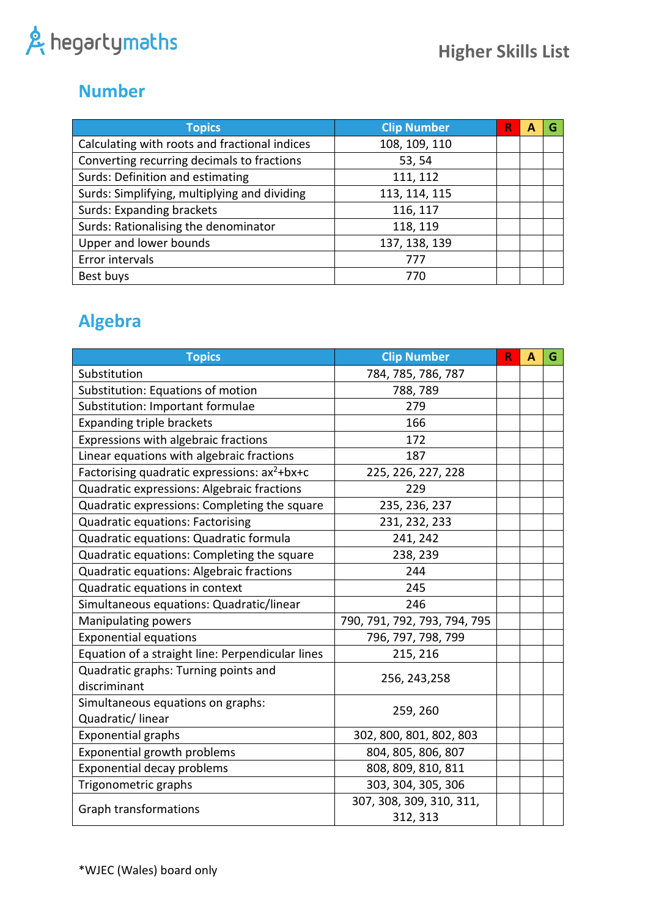hegartymaths

# Higher Skills List

## Number

| Topics | Clip Number | R | A | G |
|---|---|---|---|---|
| Calculating with roots and fractional indices | 108, 109, 110 | | | |
| Converting recurring decimals to fractions | 53, 54 | | | |
| Surds: Definition and estimating | 111, 112 | | | |
| Surds: Simplifying, multiplying and dividing | 113, 114, 115 | | | |
| Surds: Expanding brackets | 116, 117 | | | |
| Surds: Rationalising the denominator | 118, 119 | | | |
| Upper and lower bounds | 137, 138, 139 | | | |
| Error intervals | 777 | | | |
| Best buys | 770 | | | |

## Algebra

| Topics | Clip Number | R | A | G |
|---|---|---|---|---|
| Substitution | 784, 785, 786, 787 | | | |
| Substitution: Equations of motion | 788, 789 | | | |
| Substitution: Important formulae | 279 | | | |
| Expanding triple brackets | 166 | | | |
| Expressions with algebraic fractions | 172 | | | |
| Linear equations with algebraic fractions | 187 | | | |
| Factorising quadratic expressions: $ax^2+bx+c$ | 225, 226, 227, 228 | | | |
| Quadratic expressions: Algebraic fractions | 229 | | | |
| Quadratic expressions: Completing the square | 235, 236, 237 | | | |
| Quadratic equations: Factorising | 231, 232, 233 | | | |
| Quadratic equations: Quadratic formula | 241, 242 | | | |
| Quadratic equations: Completing the square | 238, 239 | | | |
| Quadratic equations: Algebraic fractions | 244 | | | |
| Quadratic equations in context | 245 | | | |
| Simultaneous equations: Quadratic/linear | 246 | | | |
| Manipulating powers | 790, 791, 792, 793, 794, 795 | | | |
| Exponential equations | 796, 797, 798, 799 | | | |
| Equation of a straight line: Perpendicular lines | 215, 216 | | | |
| Quadratic graphs: Turning points and discriminant | 256, 243,258 | | | |
| Simultaneous equations on graphs: Quadratic/ linear | 259, 260 | | | |
| Exponential graphs | 302, 800, 801, 802, 803 | | | |
| Exponential growth problems | 804, 805, 806, 807 | | | |
| Exponential decay problems | 808, 809, 810, 811 | | | |
| Trigonometric graphs | 303, 304, 305, 306 | | | |
| Graph transformations | 307, 308, 309, 310, 311, 312, 313 | | | |

*WJEC (Wales) board only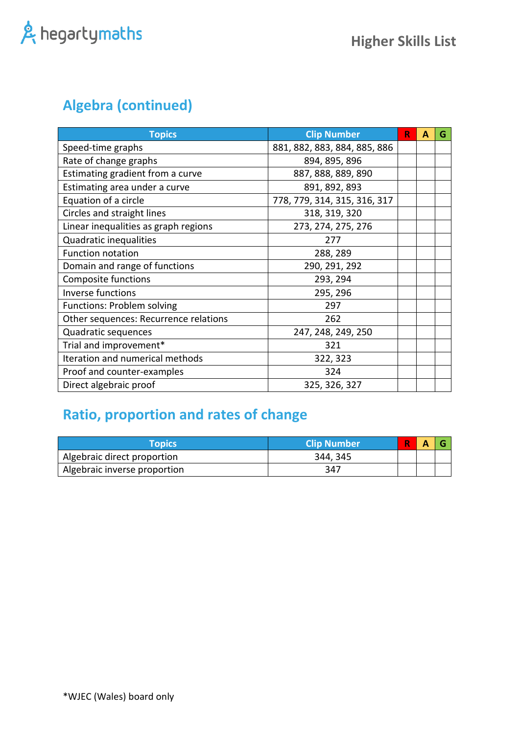## Algebra (continued)

| Topics | Clip Number | R | A | G |
| --- | --- | --- | --- | --- |
| Speed-time graphs | 881, 882, 883, 884, 885, 886 | | | |
| Rate of change graphs | 894, 895, 896 | | | |
| Estimating gradient from a curve | 887, 888, 889, 890 | | | |
| Estimating area under a curve | 891, 892, 893 | | | |
| Equation of a circle | 778, 779, 314, 315, 316, 317 | | | |
| Circles and straight lines | 318, 319, 320 | | | |
| Linear inequalities as graph regions | 273, 274, 275, 276 | | | |
| Quadratic inequalities | 277 | | | |
| Function notation | 288, 289 | | | |
| Domain and range of functions | 290, 291, 292 | | | |
| Composite functions | 293, 294 | | | |
| Inverse functions | 295, 296 | | | |
| Functions: Problem solving | 297 | | | |
| Other sequences: Recurrence relations | 262 | | | |
| Quadratic sequences | 247, 248, 249, 250 | | | |
| Trial and improvement* | 321 | | | |
| Iteration and numerical methods | 322, 323 | | | |
| Proof and counter-examples | 324 | | | |
| Direct algebraic proof | 325, 326, 327 | | | |

## Ratio, proportion and rates of change

| Topics | Clip Number | R | A | G |
| --- | --- | --- | --- | --- |
| Algebraic direct proportion | 344, 345 | | | |
| Algebraic inverse proportion | 347 | | | |

*WJEC (Wales) board only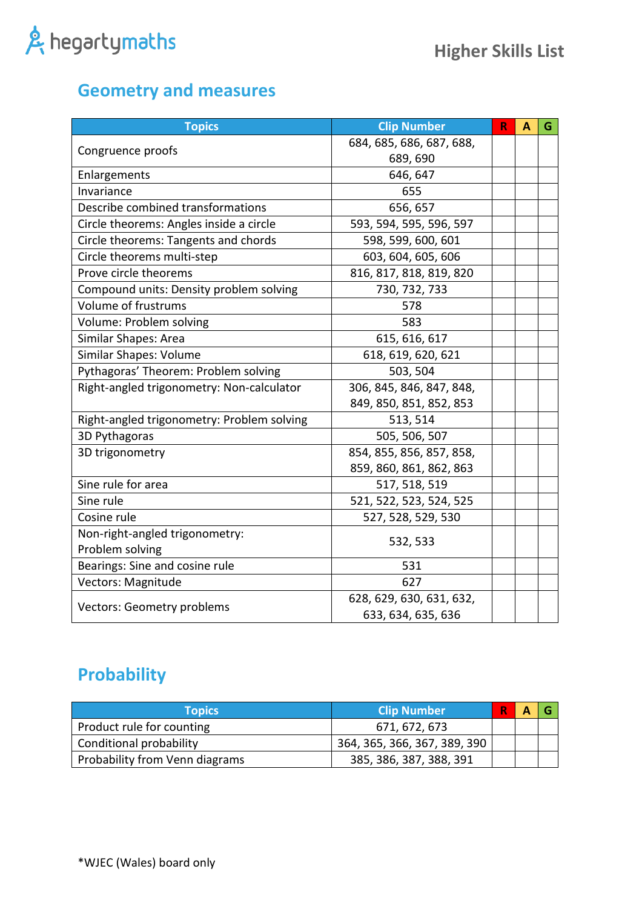## Geometry and measures

| Topics | Clip Number | R | A | G |
|---|---|---|---|---|
| Congruence proofs | 684, 685, 686, 687, 688, 689, 690 | | | |
| Enlargements | 646, 647 | | | |
| Invariance | 655 | | | |
| Describe combined transformations | 656, 657 | | | |
| Circle theorems: Angles inside a circle | 593, 594, 595, 596, 597 | | | |
| Circle theorems: Tangents and chords | 598, 599, 600, 601 | | | |
| Circle theorems multi-step | 603, 604, 605, 606 | | | |
| Prove circle theorems | 816, 817, 818, 819, 820 | | | |
| Compound units: Density problem solving | 730, 732, 733 | | | |
| Volume of frustrums | 578 | | | |
| Volume: Problem solving | 583 | | | |
| Similar Shapes: Area | 615, 616, 617 | | | |
| Similar Shapes: Volume | 618, 619, 620, 621 | | | |
| Pythagoras' Theorem: Problem solving | 503, 504 | | | |
| Right-angled trigonometry: Non-calculator | 306, 845, 846, 847, 848, 849, 850, 851, 852, 853 | | | |
| Right-angled trigonometry: Problem solving | 513, 514 | | | |
| 3D Pythagoras | 505, 506, 507 | | | |
| 3D trigonometry | 854, 855, 856, 857, 858, 859, 860, 861, 862, 863 | | | |
| Sine rule for area | 517, 518, 519 | | | |
| Sine rule | 521, 522, 523, 524, 525 | | | |
| Cosine rule | 527, 528, 529, 530 | | | |
| Non-right-angled trigonometry: Problem solving | 532, 533 | | | |
| Bearings: Sine and cosine rule | 531 | | | |
| Vectors: Magnitude | 627 | | | |
| Vectors: Geometry problems | 628, 629, 630, 631, 632, 633, 634, 635, 636 | | | |

## Probability

| Topics | Clip Number | R | A | G |
|---|---|---|---|---|
| Product rule for counting | 671, 672, 673 | | | |
| Conditional probability | 364, 365, 366, 367, 389, 390 | | | |
| Probability from Venn diagrams | 385, 386, 387, 388, 391 | | | |

*WJEC (Wales) board only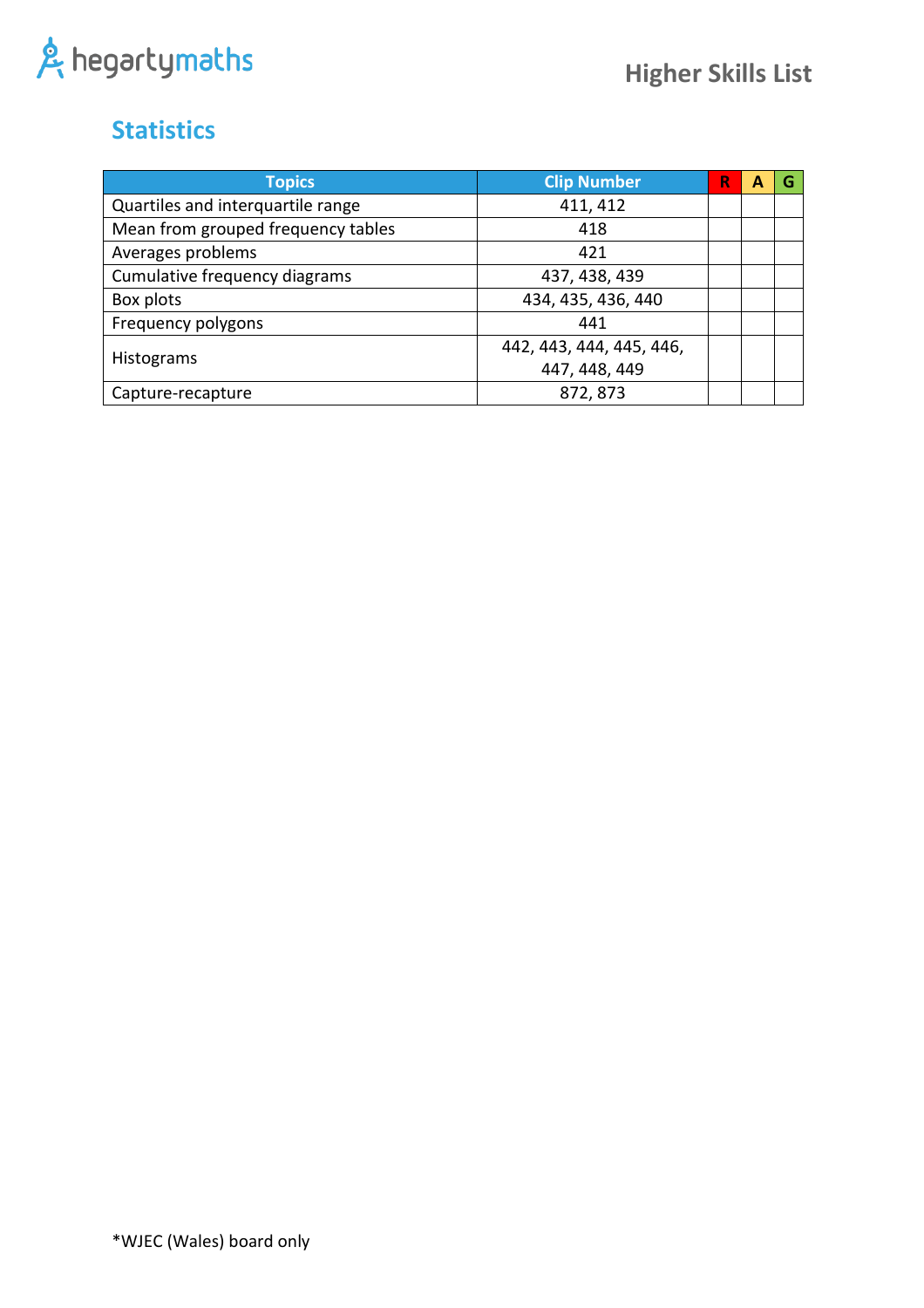## Statistics

| Topics | Clip Number | R | A | G |
|---|---|---|---|---|
| Quartiles and interquartile range | 411, 412 | | | |
| Mean from grouped frequency tables | 418 | | | |
| Averages problems | 421 | | | |
| Cumulative frequency diagrams | 437, 438, 439 | | | |
| Box plots | 434, 435, 436, 440 | | | |
| Frequency polygons | 441 | | | |
| Histograms | 442, 443, 444, 445, 446, 447, 448, 449 | | | |
| Capture-recapture | 872, 873 | | | |

*WJEC (Wales) board only